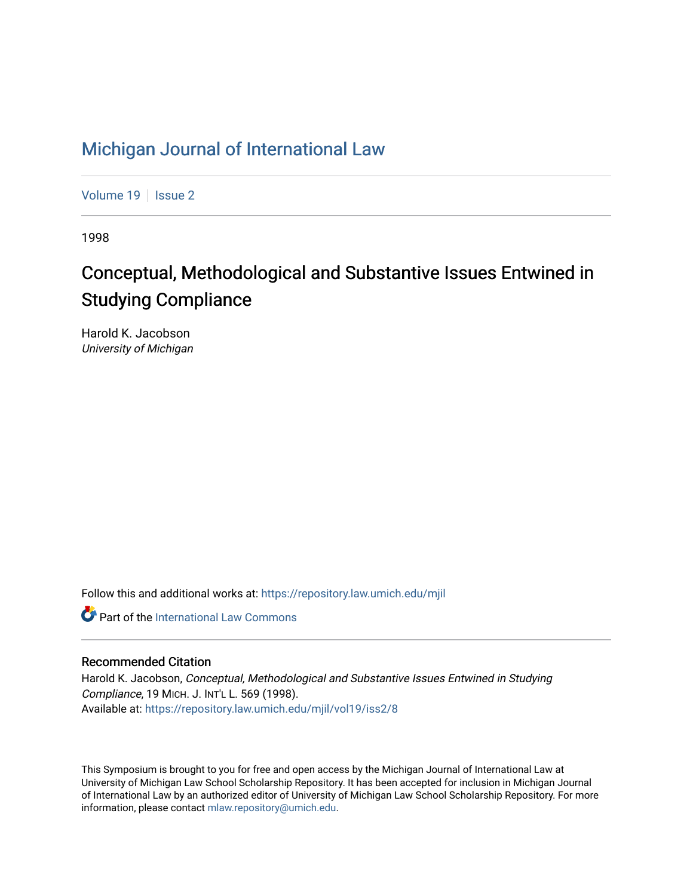# Michigan Journal of International Law

Volume 19 | Issue 2

1998

## Conceptual, Methodological and Substantive Issues Entwined in Studying Compliance

Harold K. Jacobson
*University of Michigan*

Follow this and additional works at: https://repository.law.umich.edu/mjil

Part of the International Law Commons

### Recommended Citation

Harold K. Jacobson, *Conceptual, Methodological and Substantive Issues Entwined in Studying Compliance*, 19 MICH. J. INT'L L. 569 (1998).
Available at: https://repository.law.umich.edu/mjil/vol19/iss2/8

This Symposium is brought to you for free and open access by the Michigan Journal of International Law at University of Michigan Law School Scholarship Repository. It has been accepted for inclusion in Michigan Journal of International Law by an authorized editor of University of Michigan Law School Scholarship Repository. For more information, please contact mlaw.repository@umich.edu.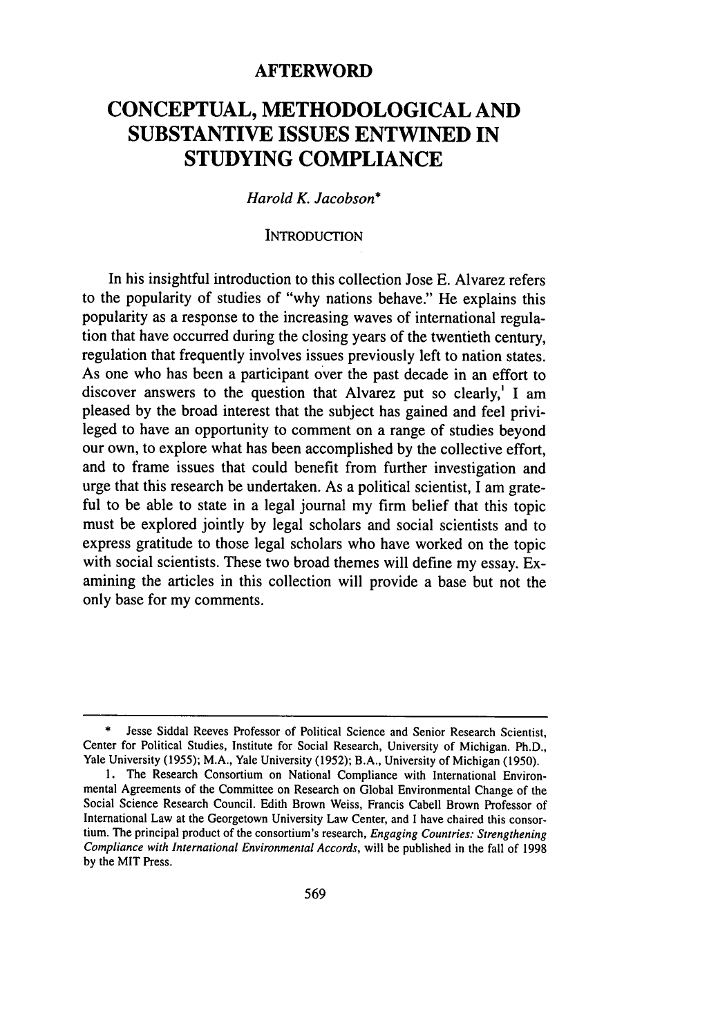# AFTERWORD

# CONCEPTUAL, METHODOLOGICAL AND SUBSTANTIVE ISSUES ENTWINED IN STUDYING COMPLIANCE

*Harold K. Jacobson**

## INTRODUCTION

In his insightful introduction to this collection Jose E. Alvarez refers to the popularity of studies of "why nations behave." He explains this popularity as a response to the increasing waves of international regulation that have occurred during the closing years of the twentieth century, regulation that frequently involves issues previously left to nation states. As one who has been a participant over the past decade in an effort to discover answers to the question that Alvarez put so clearly,[1] I am pleased by the broad interest that the subject has gained and feel privileged to have an opportunity to comment on a range of studies beyond our own, to explore what has been accomplished by the collective effort, and to frame issues that could benefit from further investigation and urge that this research be undertaken. As a political scientist, I am grateful to be able to state in a legal journal my firm belief that this topic must be explored jointly by legal scholars and social scientists and to express gratitude to those legal scholars who have worked on the topic with social scientists. These two broad themes will define my essay. Examining the articles in this collection will provide a base but not the only base for my comments.

---

\* Jesse Siddal Reeves Professor of Political Science and Senior Research Scientist, Center for Political Studies, Institute for Social Research, University of Michigan. Ph.D., Yale University (1955); M.A., Yale University (1952); B.A., University of Michigan (1950).

1. The Research Consortium on National Compliance with International Environmental Agreements of the Committee on Research on Global Environmental Change of the Social Science Research Council. Edith Brown Weiss, Francis Cabell Brown Professor of International Law at the Georgetown University Law Center, and I have chaired this consortium. The principal product of the consortium's research, *Engaging Countries: Strengthening Compliance with International Environmental Accords*, will be published in the fall of 1998 by the MIT Press.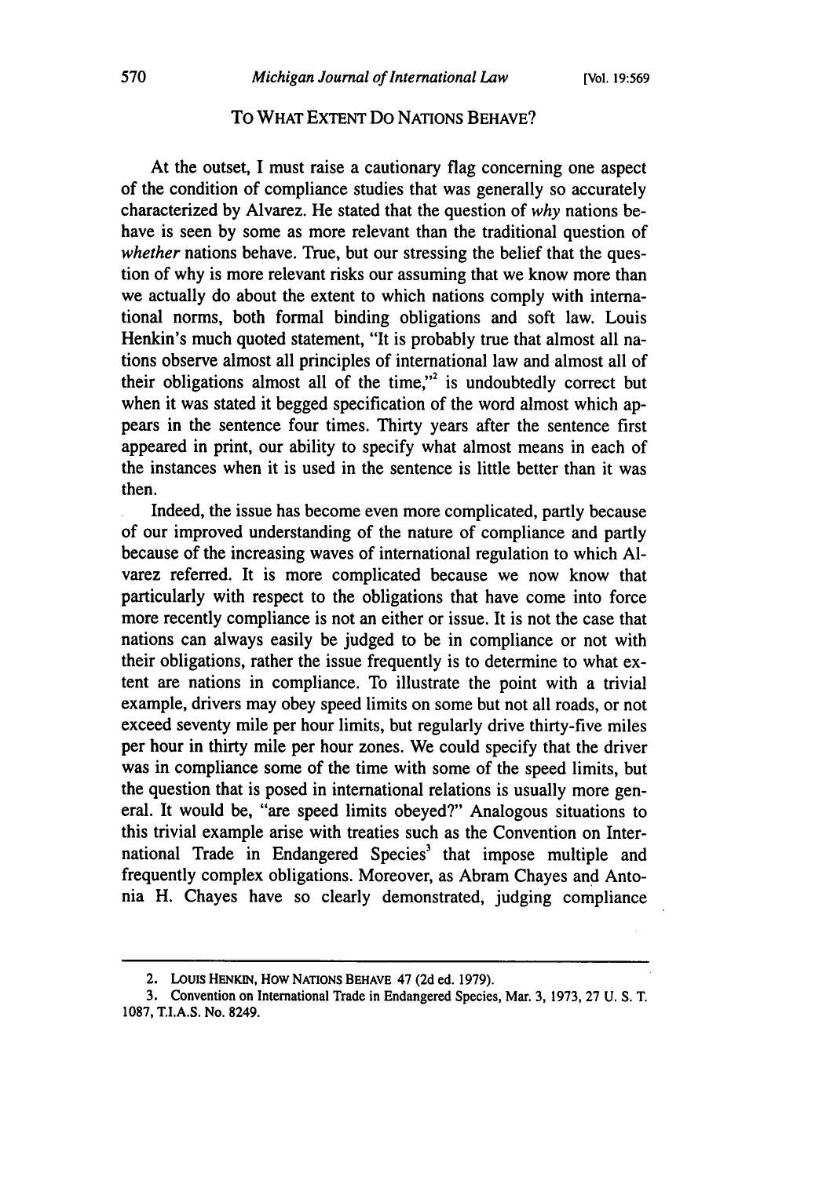## To What Extent Do Nations Behave?

At the outset, I must raise a cautionary flag concerning one aspect of the condition of compliance studies that was generally so accurately characterized by Alvarez. He stated that the question of *why* nations behave is seen by some as more relevant than the traditional question of *whether* nations behave. True, but our stressing the belief that the question of why is more relevant risks our assuming that we know more than we actually do about the extent to which nations comply with international norms, both formal binding obligations and soft law. Louis Henkin's much quoted statement, "It is probably true that almost all nations observe almost all principles of international law and almost all of their obligations almost all of the time,"[2] is undoubtedly correct but when it was stated it begged specification of the word almost which appears in the sentence four times. Thirty years after the sentence first appeared in print, our ability to specify what almost means in each of the instances when it is used in the sentence is little better than it was then.

Indeed, the issue has become even more complicated, partly because of our improved understanding of the nature of compliance and partly because of the increasing waves of international regulation to which Alvarez referred. It is more complicated because we now know that particularly with respect to the obligations that have come into force more recently compliance is not an either or issue. It is not the case that nations can always easily be judged to be in compliance or not with their obligations, rather the issue frequently is to determine to what extent are nations in compliance. To illustrate the point with a trivial example, drivers may obey speed limits on some but not all roads, or not exceed seventy mile per hour limits, but regularly drive thirty-five miles per hour in thirty mile per hour zones. We could specify that the driver was in compliance some of the time with some of the speed limits, but the question that is posed in international relations is usually more general. It would be, "are speed limits obeyed?" Analogous situations to this trivial example arise with treaties such as the Convention on International Trade in Endangered Species[3] that impose multiple and frequently complex obligations. Moreover, as Abram Chayes and Antonia H. Chayes have so clearly demonstrated, judging compliance

---

2. Louis Henkin, How Nations Behave 47 (2d ed. 1979).

3. Convention on International Trade in Endangered Species, Mar. 3, 1973, 27 U. S. T. 1087, T.I.A.S. No. 8249.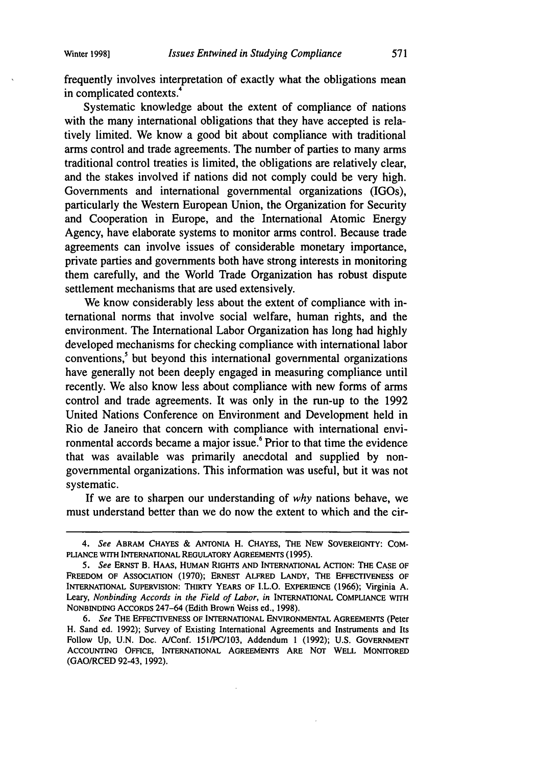frequently involves interpretation of exactly what the obligations mean in complicated contexts.[4]

Systematic knowledge about the extent of compliance of nations with the many international obligations that they have accepted is relatively limited. We know a good bit about compliance with traditional arms control and trade agreements. The number of parties to many arms traditional control treaties is limited, the obligations are relatively clear, and the stakes involved if nations did not comply could be very high. Governments and international governmental organizations (IGOs), particularly the Western European Union, the Organization for Security and Cooperation in Europe, and the International Atomic Energy Agency, have elaborate systems to monitor arms control. Because trade agreements can involve issues of considerable monetary importance, private parties and governments both have strong interests in monitoring them carefully, and the World Trade Organization has robust dispute settlement mechanisms that are used extensively.

We know considerably less about the extent of compliance with international norms that involve social welfare, human rights, and the environment. The International Labor Organization has long had highly developed mechanisms for checking compliance with international labor conventions,[5] but beyond this international governmental organizations have generally not been deeply engaged in measuring compliance until recently. We also know less about compliance with new forms of arms control and trade agreements. It was only in the run-up to the 1992 United Nations Conference on Environment and Development held in Rio de Janeiro that concern with compliance with international environmental accords became a major issue.[6] Prior to that time the evidence that was available was primarily anecdotal and supplied by nongovernmental organizations. This information was useful, but it was not systematic.

If we are to sharpen our understanding of *why* nations behave, we must understand better than we do now the extent to which and the cir-

---

4. *See* ABRAM CHAYES & ANTONIA H. CHAYES, THE NEW SOVEREIGNTY: COMPLIANCE WITH INTERNATIONAL REGULATORY AGREEMENTS (1995).

5. *See* ERNST B. HAAS, HUMAN RIGHTS AND INTERNATIONAL ACTION: THE CASE OF FREEDOM OF ASSOCIATION (1970); ERNEST ALFRED LANDY, THE EFFECTIVENESS OF INTERNATIONAL SUPERVISION: THIRTY YEARS OF I.L.O. EXPERIENCE (1966); Virginia A. Leary, *Nonbinding Accords in the Field of Labor*, *in* INTERNATIONAL COMPLIANCE WITH NONBINDING ACCORDS 247–64 (Edith Brown Weiss ed., 1998).

6. *See* THE EFFECTIVENESS OF INTERNATIONAL ENVIRONMENTAL AGREEMENTS (Peter H. Sand ed. 1992); Survey of Existing International Agreements and Instruments and Its Follow Up, U.N. Doc. A/Conf. 151/PC/103, Addendum 1 (1992); U.S. GOVERNMENT ACCOUNTING OFFICE, INTERNATIONAL AGREEMENTS ARE NOT WELL MONITORED (GAO/RCED 92-43, 1992).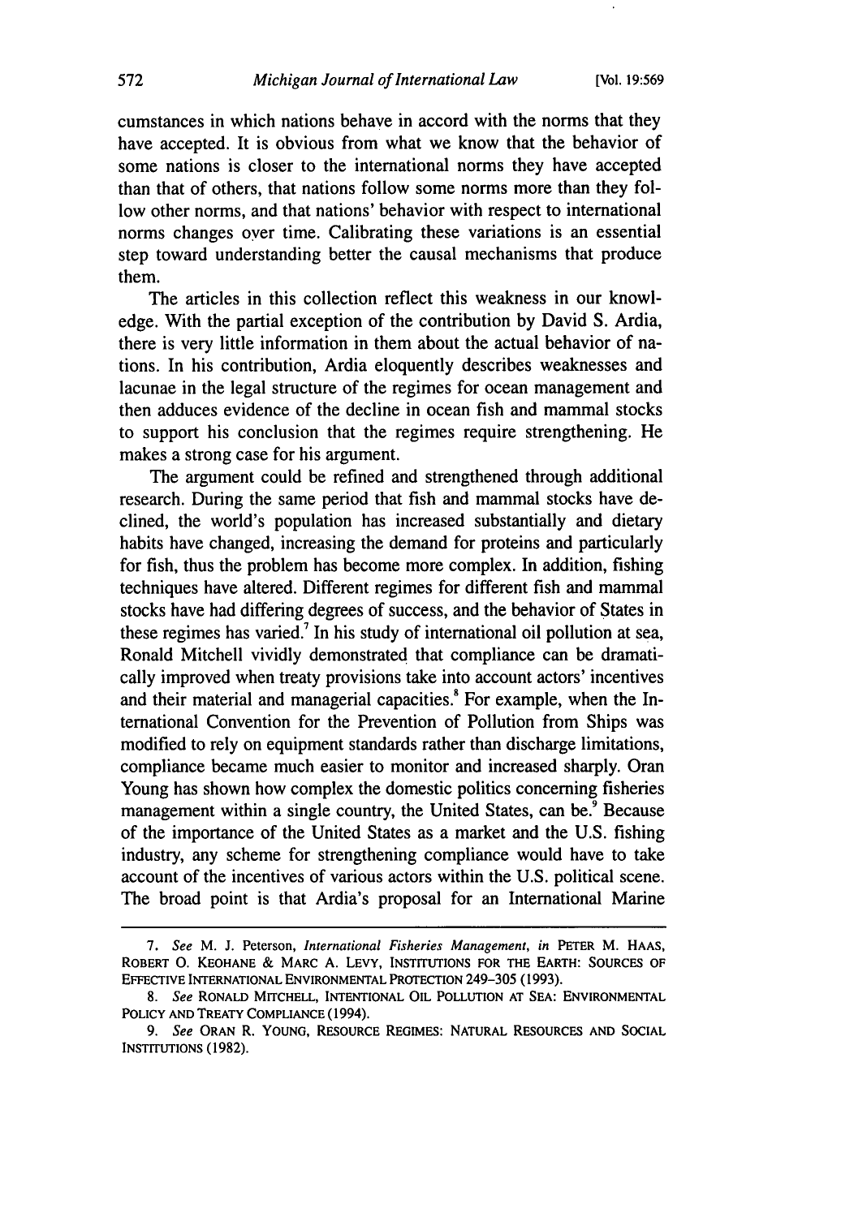cumstances in which nations behave in accord with the norms that they have accepted. It is obvious from what we know that the behavior of some nations is closer to the international norms they have accepted than that of others, that nations follow some norms more than they follow other norms, and that nations' behavior with respect to international norms changes over time. Calibrating these variations is an essential step toward understanding better the causal mechanisms that produce them.

The articles in this collection reflect this weakness in our knowledge. With the partial exception of the contribution by David S. Ardia, there is very little information in them about the actual behavior of nations. In his contribution, Ardia eloquently describes weaknesses and lacunae in the legal structure of the regimes for ocean management and then adduces evidence of the decline in ocean fish and mammal stocks to support his conclusion that the regimes require strengthening. He makes a strong case for his argument.

The argument could be refined and strengthened through additional research. During the same period that fish and mammal stocks have declined, the world's population has increased substantially and dietary habits have changed, increasing the demand for proteins and particularly for fish, thus the problem has become more complex. In addition, fishing techniques have altered. Different regimes for different fish and mammal stocks have had differing degrees of success, and the behavior of States in these regimes has varied.[7] In his study of international oil pollution at sea, Ronald Mitchell vividly demonstrated that compliance can be dramatically improved when treaty provisions take into account actors' incentives and their material and managerial capacities.[8] For example, when the International Convention for the Prevention of Pollution from Ships was modified to rely on equipment standards rather than discharge limitations, compliance became much easier to monitor and increased sharply. Oran Young has shown how complex the domestic politics concerning fisheries management within a single country, the United States, can be.[9] Because of the importance of the United States as a market and the U.S. fishing industry, any scheme for strengthening compliance would have to take account of the incentives of various actors within the U.S. political scene. The broad point is that Ardia's proposal for an International Marine

---

7. *See* M. J. Peterson, *International Fisheries Management*, *in* PETER M. HAAS, ROBERT O. KEOHANE & MARC A. LEVY, INSTITUTIONS FOR THE EARTH: SOURCES OF EFFECTIVE INTERNATIONAL ENVIRONMENTAL PROTECTION 249–305 (1993).

8. *See* RONALD MITCHELL, INTENTIONAL OIL POLLUTION AT SEA: ENVIRONMENTAL POLICY AND TREATY COMPLIANCE (1994).

9. *See* ORAN R. YOUNG, RESOURCE REGIMES: NATURAL RESOURCES AND SOCIAL INSTITUTIONS (1982).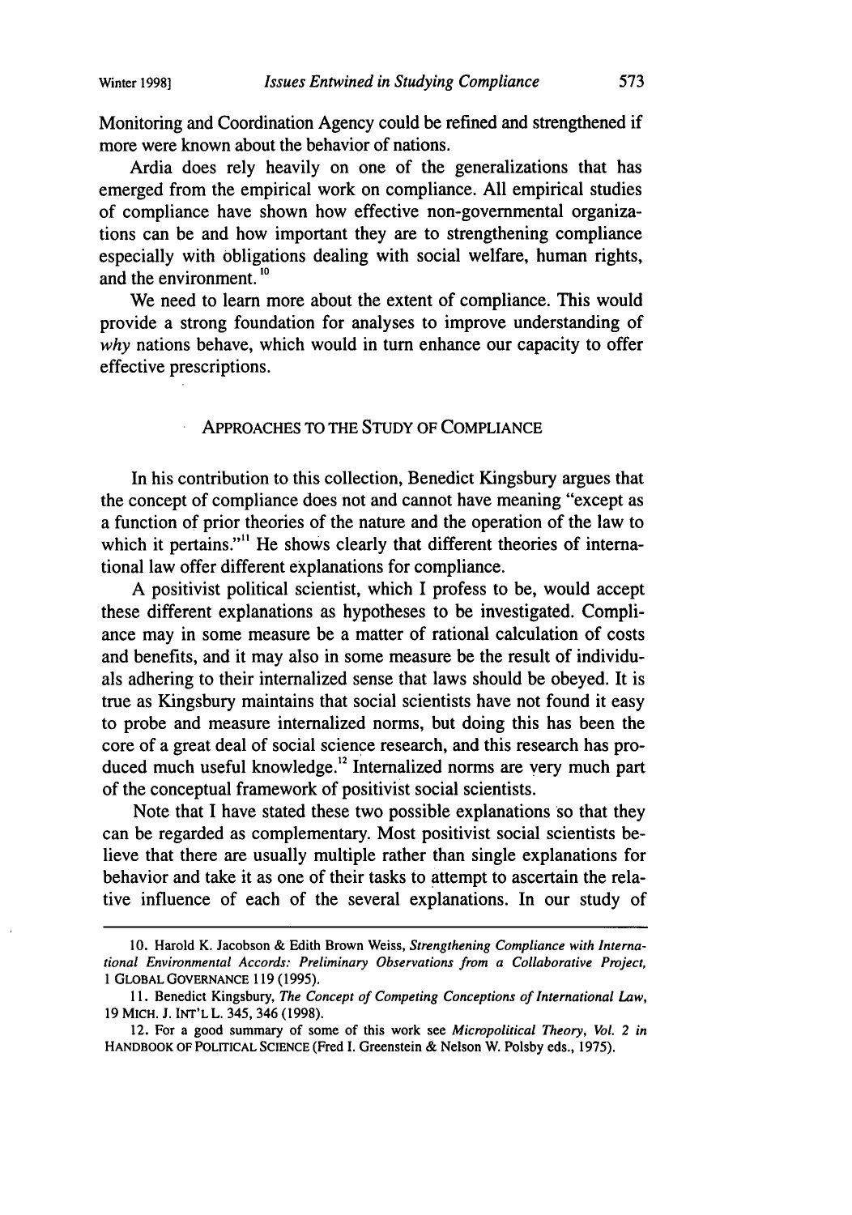Monitoring and Coordination Agency could be refined and strengthened if more were known about the behavior of nations.

Ardia does rely heavily on one of the generalizations that has emerged from the empirical work on compliance. All empirical studies of compliance have shown how effective non-governmental organizations can be and how important they are to strengthening compliance especially with obligations dealing with social welfare, human rights, and the environment.[10]

We need to learn more about the extent of compliance. This would provide a strong foundation for analyses to improve understanding of *why* nations behave, which would in turn enhance our capacity to offer effective prescriptions.

## APPROACHES TO THE STUDY OF COMPLIANCE

In his contribution to this collection, Benedict Kingsbury argues that the concept of compliance does not and cannot have meaning "except as a function of prior theories of the nature and the operation of the law to which it pertains."[11] He shows clearly that different theories of international law offer different explanations for compliance.

A positivist political scientist, which I profess to be, would accept these different explanations as hypotheses to be investigated. Compliance may in some measure be a matter of rational calculation of costs and benefits, and it may also in some measure be the result of individuals adhering to their internalized sense that laws should be obeyed. It is true as Kingsbury maintains that social scientists have not found it easy to probe and measure internalized norms, but doing this has been the core of a great deal of social science research, and this research has produced much useful knowledge.[12] Internalized norms are very much part of the conceptual framework of positivist social scientists.

Note that I have stated these two possible explanations so that they can be regarded as complementary. Most positivist social scientists believe that there are usually multiple rather than single explanations for behavior and take it as one of their tasks to attempt to ascertain the relative influence of each of the several explanations. In our study of

---

10. Harold K. Jacobson & Edith Brown Weiss, *Strengthening Compliance with International Environmental Accords: Preliminary Observations from a Collaborative Project*, 1 GLOBAL GOVERNANCE 119 (1995).

11. Benedict Kingsbury, *The Concept of Competing Conceptions of International Law*, 19 MICH. J. INT'L L. 345, 346 (1998).

12. For a good summary of some of this work see *Micropolitical Theory, Vol. 2 in* HANDBOOK OF POLITICAL SCIENCE (Fred I. Greenstein & Nelson W. Polsby eds., 1975).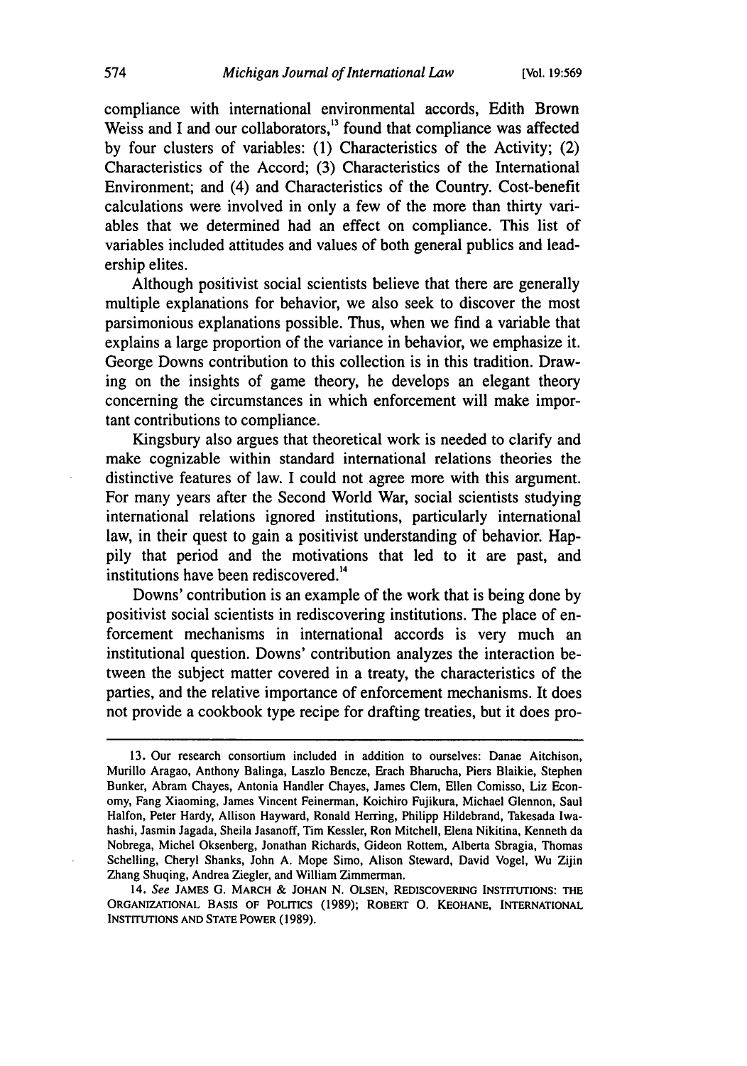compliance with international environmental accords, Edith Brown Weiss and I and our collaborators,[13] found that compliance was affected by four clusters of variables: (1) Characteristics of the Activity; (2) Characteristics of the Accord; (3) Characteristics of the International Environment; and (4) and Characteristics of the Country. Cost-benefit calculations were involved in only a few of the more than thirty variables that we determined had an effect on compliance. This list of variables included attitudes and values of both general publics and leadership elites.

Although positivist social scientists believe that there are generally multiple explanations for behavior, we also seek to discover the most parsimonious explanations possible. Thus, when we find a variable that explains a large proportion of the variance in behavior, we emphasize it. George Downs contribution to this collection is in this tradition. Drawing on the insights of game theory, he develops an elegant theory concerning the circumstances in which enforcement will make important contributions to compliance.

Kingsbury also argues that theoretical work is needed to clarify and make cognizable within standard international relations theories the distinctive features of law. I could not agree more with this argument. For many years after the Second World War, social scientists studying international relations ignored institutions, particularly international law, in their quest to gain a positivist understanding of behavior. Happily that period and the motivations that led to it are past, and institutions have been rediscovered.[14]

Downs' contribution is an example of the work that is being done by positivist social scientists in rediscovering institutions. The place of enforcement mechanisms in international accords is very much an institutional question. Downs' contribution analyzes the interaction between the subject matter covered in a treaty, the characteristics of the parties, and the relative importance of enforcement mechanisms. It does not provide a cookbook type recipe for drafting treaties, but it does pro-

---

13. Our research consortium included in addition to ourselves: Danae Aitchison, Murillo Aragao, Anthony Balinga, Laszlo Bencze, Erach Bharucha, Piers Blaikie, Stephen Bunker, Abram Chayes, Antonia Handler Chayes, James Clem, Ellen Comisso, Liz Economy, Fang Xiaoming, James Vincent Feinerman, Koichiro Fujikura, Michael Glennon, Saul Halfon, Peter Hardy, Allison Hayward, Ronald Herring, Philipp Hildebrand, Takesada Iwahashi, Jasmin Jagada, Sheila Jasanoff, Tim Kessler, Ron Mitchell, Elena Nikitina, Kenneth da Nobrega, Michel Oksenberg, Jonathan Richards, Gideon Rottem, Alberta Sbragia, Thomas Schelling, Cheryl Shanks, John A. Mope Simo, Alison Steward, David Vogel, Wu Zijin Zhang Shuqing, Andrea Ziegler, and William Zimmerman.

14. *See* JAMES G. MARCH & JOHAN N. OLSEN, REDISCOVERING INSTITUTIONS: THE ORGANIZATIONAL BASIS OF POLITICS (1989); ROBERT O. KEOHANE, INTERNATIONAL INSTITUTIONS AND STATE POWER (1989).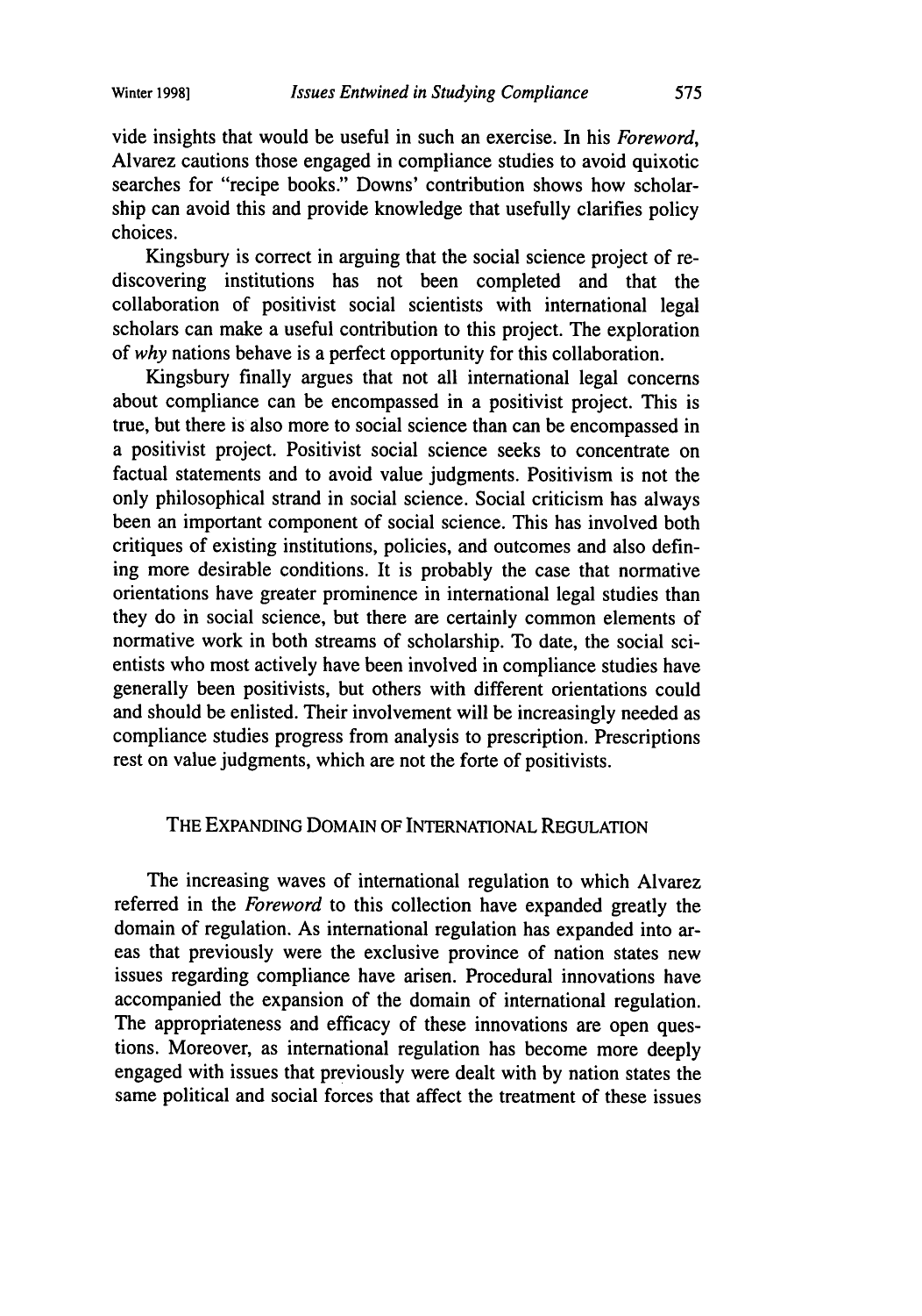vide insights that would be useful in such an exercise. In his *Foreword*, Alvarez cautions those engaged in compliance studies to avoid quixotic searches for "recipe books." Downs' contribution shows how scholarship can avoid this and provide knowledge that usefully clarifies policy choices.

Kingsbury is correct in arguing that the social science project of rediscovering institutions has not been completed and that the collaboration of positivist social scientists with international legal scholars can make a useful contribution to this project. The exploration of *why* nations behave is a perfect opportunity for this collaboration.

Kingsbury finally argues that not all international legal concerns about compliance can be encompassed in a positivist project. This is true, but there is also more to social science than can be encompassed in a positivist project. Positivist social science seeks to concentrate on factual statements and to avoid value judgments. Positivism is not the only philosophical strand in social science. Social criticism has always been an important component of social science. This has involved both critiques of existing institutions, policies, and outcomes and also defining more desirable conditions. It is probably the case that normative orientations have greater prominence in international legal studies than they do in social science, but there are certainly common elements of normative work in both streams of scholarship. To date, the social scientists who most actively have been involved in compliance studies have generally been positivists, but others with different orientations could and should be enlisted. Their involvement will be increasingly needed as compliance studies progress from analysis to prescription. Prescriptions rest on value judgments, which are not the forte of positivists.

## THE EXPANDING DOMAIN OF INTERNATIONAL REGULATION

The increasing waves of international regulation to which Alvarez referred in the *Foreword* to this collection have expanded greatly the domain of regulation. As international regulation has expanded into areas that previously were the exclusive province of nation states new issues regarding compliance have arisen. Procedural innovations have accompanied the expansion of the domain of international regulation. The appropriateness and efficacy of these innovations are open questions. Moreover, as international regulation has become more deeply engaged with issues that previously were dealt with by nation states the same political and social forces that affect the treatment of these issues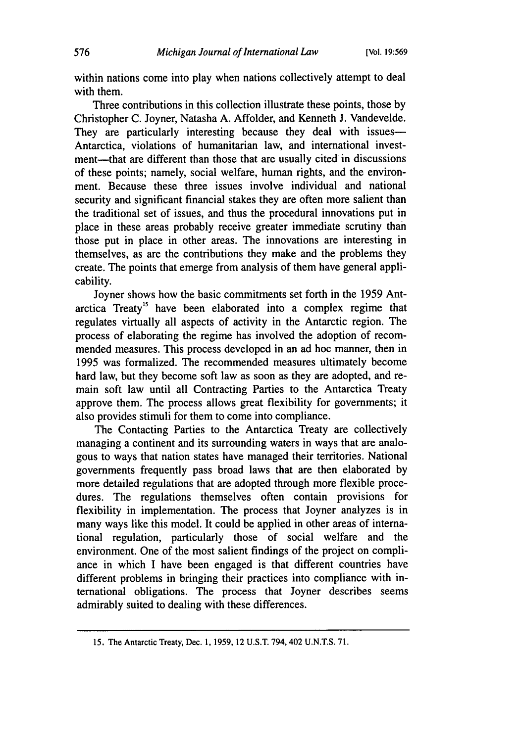within nations come into play when nations collectively attempt to deal with them.

Three contributions in this collection illustrate these points, those by Christopher C. Joyner, Natasha A. Affolder, and Kenneth J. Vandevelde. They are particularly interesting because they deal with issues—Antarctica, violations of humanitarian law, and international investment—that are different than those that are usually cited in discussions of these points; namely, social welfare, human rights, and the environment. Because these three issues involve individual and national security and significant financial stakes they are often more salient than the traditional set of issues, and thus the procedural innovations put in place in these areas probably receive greater immediate scrutiny than those put in place in other areas. The innovations are interesting in themselves, as are the contributions they make and the problems they create. The points that emerge from analysis of them have general applicability.

Joyner shows how the basic commitments set forth in the 1959 Antarctica Treaty[15] have been elaborated into a complex regime that regulates virtually all aspects of activity in the Antarctic region. The process of elaborating the regime has involved the adoption of recommended measures. This process developed in an ad hoc manner, then in 1995 was formalized. The recommended measures ultimately become hard law, but they become soft law as soon as they are adopted, and remain soft law until all Contracting Parties to the Antarctica Treaty approve them. The process allows great flexibility for governments; it also provides stimuli for them to come into compliance.

The Contacting Parties to the Antarctica Treaty are collectively managing a continent and its surrounding waters in ways that are analogous to ways that nation states have managed their territories. National governments frequently pass broad laws that are then elaborated by more detailed regulations that are adopted through more flexible procedures. The regulations themselves often contain provisions for flexibility in implementation. The process that Joyner analyzes is in many ways like this model. It could be applied in other areas of international regulation, particularly those of social welfare and the environment. One of the most salient findings of the project on compliance in which I have been engaged is that different countries have different problems in bringing their practices into compliance with international obligations. The process that Joyner describes seems admirably suited to dealing with these differences.

---

15. The Antarctic Treaty, Dec. 1, 1959, 12 U.S.T. 794, 402 U.N.T.S. 71.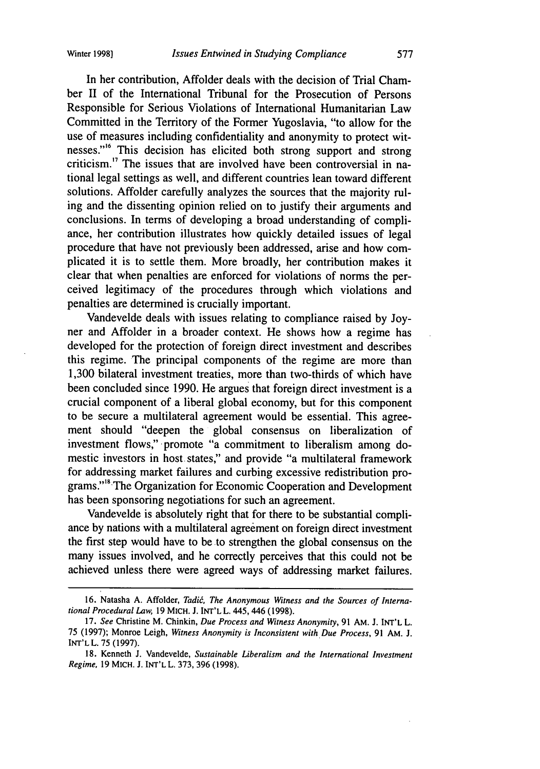In her contribution, Affolder deals with the decision of Trial Chamber II of the International Tribunal for the Prosecution of Persons Responsible for Serious Violations of International Humanitarian Law Committed in the Territory of the Former Yugoslavia, "to allow for the use of measures including confidentiality and anonymity to protect witnesses."[16] This decision has elicited both strong support and strong criticism.[17] The issues that are involved have been controversial in national legal settings as well, and different countries lean toward different solutions. Affolder carefully analyzes the sources that the majority ruling and the dissenting opinion relied on to justify their arguments and conclusions. In terms of developing a broad understanding of compliance, her contribution illustrates how quickly detailed issues of legal procedure that have not previously been addressed, arise and how complicated it is to settle them. More broadly, her contribution makes it clear that when penalties are enforced for violations of norms the perceived legitimacy of the procedures through which violations and penalties are determined is crucially important.

Vandevelde deals with issues relating to compliance raised by Joyner and Affolder in a broader context. He shows how a regime has developed for the protection of foreign direct investment and describes this regime. The principal components of the regime are more than 1,300 bilateral investment treaties, more than two-thirds of which have been concluded since 1990. He argues that foreign direct investment is a crucial component of a liberal global economy, but for this component to be secure a multilateral agreement would be essential. This agreement should "deepen the global consensus on liberalization of investment flows," promote "a commitment to liberalism among domestic investors in host states," and provide "a multilateral framework for addressing market failures and curbing excessive redistribution programs."[18] The Organization for Economic Cooperation and Development has been sponsoring negotiations for such an agreement.

Vandevelde is absolutely right that for there to be substantial compliance by nations with a multilateral agreement on foreign direct investment the first step would have to be to strengthen the global consensus on the many issues involved, and he correctly perceives that this could not be achieved unless there were agreed ways of addressing market failures.

---

16. Natasha A. Affolder, *Tadić, The Anonymous Witness and the Sources of International Procedural Law,* 19 MICH. J. INT'L L. 445, 446 (1998).

17. *See* Christine M. Chinkin, *Due Process and Witness Anonymity,* 91 AM. J. INT'L L. 75 (1997); Monroe Leigh, *Witness Anonymity is Inconsistent with Due Process,* 91 AM. J. INT'L L. 75 (1997).

18. Kenneth J. Vandevelde, *Sustainable Liberalism and the International Investment Regime,* 19 MICH. J. INT'L L. 373, 396 (1998).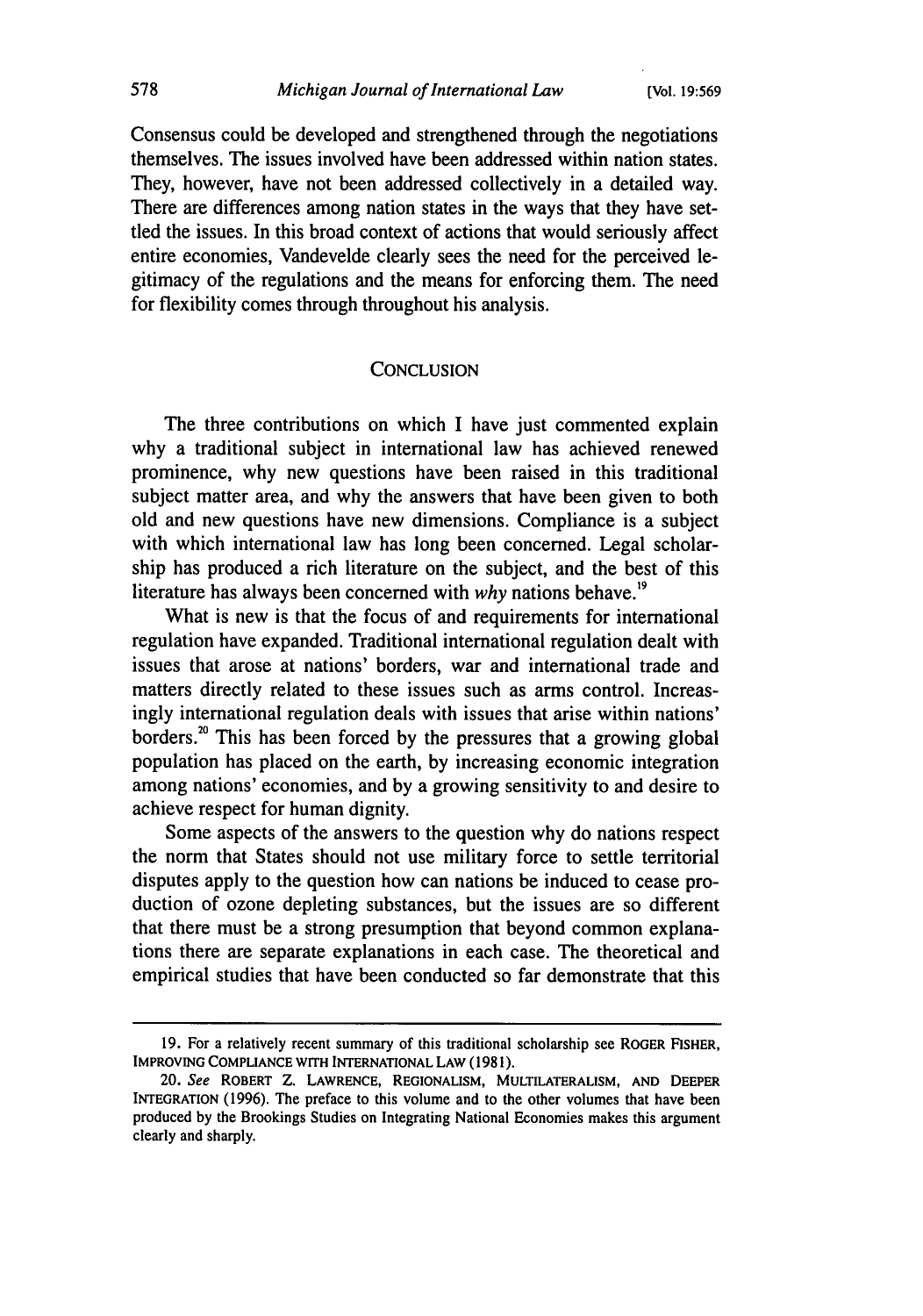Consensus could be developed and strengthened through the negotiations themselves. The issues involved have been addressed within nation states. They, however, have not been addressed collectively in a detailed way. There are differences among nation states in the ways that they have settled the issues. In this broad context of actions that would seriously affect entire economies, Vandevelde clearly sees the need for the perceived legitimacy of the regulations and the means for enforcing them. The need for flexibility comes through throughout his analysis.

## CONCLUSION

The three contributions on which I have just commented explain why a traditional subject in international law has achieved renewed prominence, why new questions have been raised in this traditional subject matter area, and why the answers that have been given to both old and new questions have new dimensions. Compliance is a subject with which international law has long been concerned. Legal scholarship has produced a rich literature on the subject, and the best of this literature has always been concerned with *why* nations behave.[19]

What is new is that the focus of and requirements for international regulation have expanded. Traditional international regulation dealt with issues that arose at nations' borders, war and international trade and matters directly related to these issues such as arms control. Increasingly international regulation deals with issues that arise within nations' borders.[20] This has been forced by the pressures that a growing global population has placed on the earth, by increasing economic integration among nations' economies, and by a growing sensitivity to and desire to achieve respect for human dignity.

Some aspects of the answers to the question why do nations respect the norm that States should not use military force to settle territorial disputes apply to the question how can nations be induced to cease production of ozone depleting substances, but the issues are so different that there must be a strong presumption that beyond common explanations there are separate explanations in each case. The theoretical and empirical studies that have been conducted so far demonstrate that this

---

19. For a relatively recent summary of this traditional scholarship see ROGER FISHER, IMPROVING COMPLIANCE WITH INTERNATIONAL LAW (1981).

20. *See* ROBERT Z. LAWRENCE, REGIONALISM, MULTILATERALISM, AND DEEPER INTEGRATION (1996). The preface to this volume and to the other volumes that have been produced by the Brookings Studies on Integrating National Economies makes this argument clearly and sharply.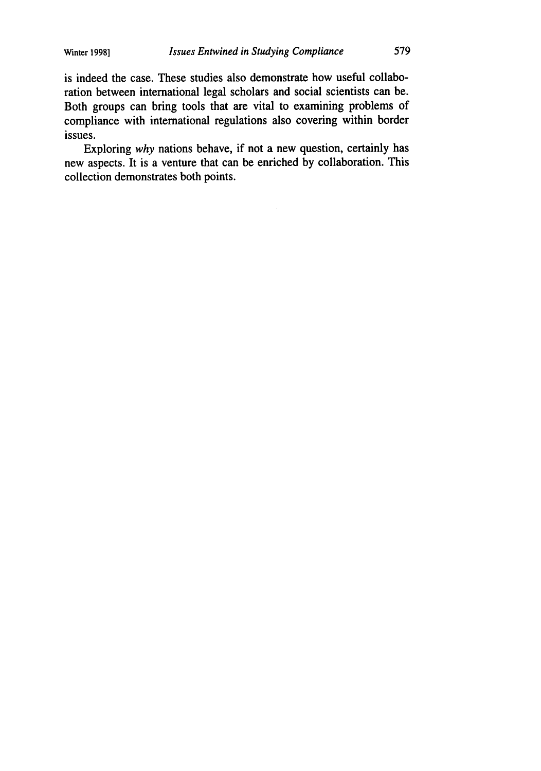is indeed the case. These studies also demonstrate how useful collaboration between international legal scholars and social scientists can be. Both groups can bring tools that are vital to examining problems of compliance with international regulations also covering within border issues.

Exploring *why* nations behave, if not a new question, certainly has new aspects. It is a venture that can be enriched by collaboration. This collection demonstrates both points.